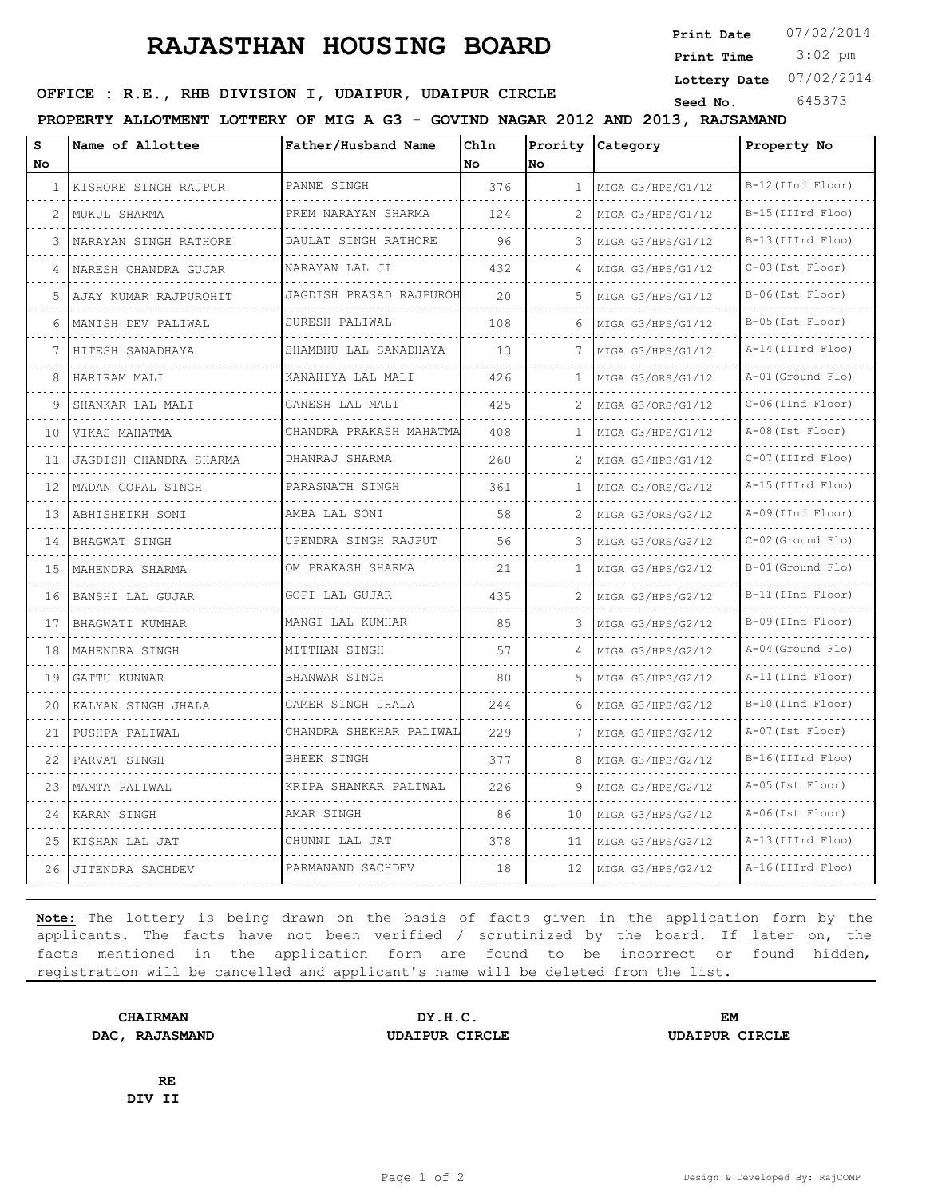# RAJASTHAN HOUSING BOARD

**Print Date** 07/02/2014
**Print Time** 3:02 pm
**Lottery Date** 07/02/2014
**Seed No.** 645373

**OFFICE : R.E., RHB DIVISION I, UDAIPUR, UDAIPUR CIRCLE**

**PROPERTY ALLOTMENT LOTTERY OF MIG A G3 - GOVIND NAGAR 2012 AND 2013, RAJSAMAND**

| S No | Name of Allottee | Father/Husband Name | Chln No | Prority No | Category | Property No |
|---|---|---|---|---|---|---|
| 1 | KISHORE SINGH RAJPUR | PANNE SINGH | 376 | 1 | MIGA G3/HPS/G1/12 | B-12(IInd Floor) |
| 2 | MUKUL SHARMA | PREM NARAYAN SHARMA | 124 | 2 | MIGA G3/HPS/G1/12 | B-15(IIIrd Floo) |
| 3 | NARAYAN SINGH RATHORE | DAULAT SINGH RATHORE | 96 | 3 | MIGA G3/HPS/G1/12 | B-13(IIIrd Floo) |
| 4 | NARESH CHANDRA GUJAR | NARAYAN LAL JI | 432 | 4 | MIGA G3/HPS/G1/12 | C-03(Ist Floor) |
| 5 | AJAY KUMAR RAJPUROHIT | JAGDISH PRASAD RAJPUROH | 20 | 5 | MIGA G3/HPS/G1/12 | B-06(Ist Floor) |
| 6 | MANISH DEV PALIWAL | SURESH PALIWAL | 108 | 6 | MIGA G3/HPS/G1/12 | B-05(Ist Floor) |
| 7 | HITESH SANADHAYA | SHAMBHU LAL SANADHAYA | 13 | 7 | MIGA G3/HPS/G1/12 | A-14(IIIrd Floo) |
| 8 | HARIRAM MALI | KANAHIYA LAL MALI | 426 | 1 | MIGA G3/ORS/G1/12 | A-01(Ground Flo) |
| 9 | SHANKAR LAL MALI | GANESH LAL MALI | 425 | 2 | MIGA G3/ORS/G1/12 | C-06(IInd Floor) |
| 10 | VIKAS MAHATMA | CHANDRA PRAKASH MAHATMA | 408 | 1 | MIGA G3/HPS/G1/12 | A-08(Ist Floor) |
| 11 | JAGDISH CHANDRA SHARMA | DHANRAJ SHARMA | 260 | 2 | MIGA G3/HPS/G1/12 | C-07(IIIrd Floo) |
| 12 | MADAN GOPAL SINGH | PARASNATH SINGH | 361 | 1 | MIGA G3/ORS/G2/12 | A-15(IIIrd Floo) |
| 13 | ABHISHEIKH SONI | AMBA LAL SONI | 58 | 2 | MIGA G3/ORS/G2/12 | A-09(IInd Floor) |
| 14 | BHAGWAT SINGH | UPENDRA SINGH RAJPUT | 56 | 3 | MIGA G3/ORS/G2/12 | C-02(Ground Flo) |
| 15 | MAHENDRA SHARMA | OM PRAKASH SHARMA | 21 | 1 | MIGA G3/HPS/G2/12 | B-01(Ground Flo) |
| 16 | BANSHI LAL GUJAR | GOPI LAL GUJAR | 435 | 2 | MIGA G3/HPS/G2/12 | B-11(IInd Floor) |
| 17 | BHAGWATI KUMHAR | MANGI LAL KUMHAR | 85 | 3 | MIGA G3/HPS/G2/12 | B-09(IInd Floor) |
| 18 | MAHENDRA SINGH | MITTHAN SINGH | 57 | 4 | MIGA G3/HPS/G2/12 | A-04(Ground Flo) |
| 19 | GATTU KUNWAR | BHANWAR SINGH | 80 | 5 | MIGA G3/HPS/G2/12 | A-11(IInd Floor) |
| 20 | KALYAN SINGH JHALA | GAMER SINGH JHALA | 244 | 6 | MIGA G3/HPS/G2/12 | B-10(IInd Floor) |
| 21 | PUSHPA PALIWAL | CHANDRA SHEKHAR PALIWAL | 229 | 7 | MIGA G3/HPS/G2/12 | A-07(Ist Floor) |
| 22 | PARVAT SINGH | BHEEK SINGH | 377 | 8 | MIGA G3/HPS/G2/12 | B-16(IIIrd Floo) |
| 23 | MAMTA PALIWAL | KRIPA SHANKAR PALIWAL | 226 | 9 | MIGA G3/HPS/G2/12 | A-05(Ist Floor) |
| 24 | KARAN SINGH | AMAR SINGH | 86 | 10 | MIGA G3/HPS/G2/12 | A-06(Ist Floor) |
| 25 | KISHAN LAL JAT | CHUNNI LAL JAT | 378 | 11 | MIGA G3/HPS/G2/12 | A-13(IIIrd Floo) |
| 26 | JITENDRA SACHDEV | PARMANAND SACHDEV | 18 | 12 | MIGA G3/HPS/G2/12 | A-16(IIIrd Floo) |

**Note:** The lottery is being drawn on the basis of facts given in the application form by the applicants. The facts have not been verified / scrutinized by the board. If later on, the facts mentioned in the application form are found to be incorrect or found hidden, registration will be cancelled and applicant's name will be deleted from the list.

**CHAIRMAN**
**DAC, RAJASMAND**

**DY.H.C.**
**UDAIPUR CIRCLE**

**EM**
**UDAIPUR CIRCLE**

**RE**
**DIV II**

Design & Developed By: RajCOMP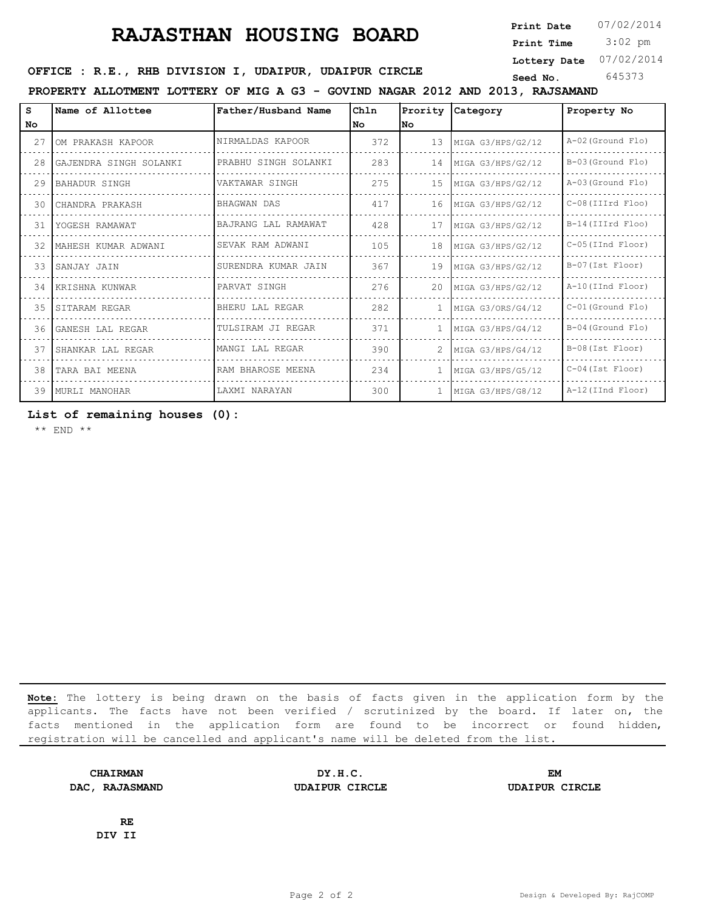# RAJASTHAN HOUSING BOARD

**Print Date** 07/02/2014
**Print Time** 3:02 pm
**Lottery Date** 07/02/2014
**Seed No.** 645373

**OFFICE : R.E., RHB DIVISION I, UDAIPUR, UDAIPUR CIRCLE**

**PROPERTY ALLOTMENT LOTTERY OF MIG A G3 - GOVIND NAGAR 2012 AND 2013, RAJSAMAND**

| S No | Name of Allottee | Father/Husband Name | Chln No | Prority No | Category | Property No |
|---|---|---|---|---|---|---|
| 27 | OM PRAKASH KAPOOR | NIRMALDAS KAPOOR | 372 | 13 | MIGA G3/HPS/G2/12 | A-02(Ground Flo) |
| 28 | GAJENDRA SINGH SOLANKI | PRABHU SINGH SOLANKI | 283 | 14 | MIGA G3/HPS/G2/12 | B-03(Ground Flo) |
| 29 | BAHADUR SINGH | VAKTAWAR SINGH | 275 | 15 | MIGA G3/HPS/G2/12 | A-03(Ground Flo) |
| 30 | CHANDRA PRAKASH | BHAGWAN DAS | 417 | 16 | MIGA G3/HPS/G2/12 | C-08(IIIrd Floo) |
| 31 | YOGESH RAMAWAT | BAJRANG LAL RAMAWAT | 428 | 17 | MIGA G3/HPS/G2/12 | B-14(IIIrd Floo) |
| 32 | MAHESH KUMAR ADWANI | SEVAK RAM ADWANI | 105 | 18 | MIGA G3/HPS/G2/12 | C-05(IInd Floor) |
| 33 | SANJAY JAIN | SURENDRA KUMAR JAIN | 367 | 19 | MIGA G3/HPS/G2/12 | B-07(Ist Floor) |
| 34 | KRISHNA KUNWAR | PARVAT SINGH | 276 | 20 | MIGA G3/HPS/G2/12 | A-10(IInd Floor) |
| 35 | SITARAM REGAR | BHERU LAL REGAR | 282 | 1 | MIGA G3/ORS/G4/12 | C-01(Ground Flo) |
| 36 | GANESH LAL REGAR | TULSIRAM JI REGAR | 371 | 1 | MIGA G3/HPS/G4/12 | B-04(Ground Flo) |
| 37 | SHANKAR LAL REGAR | MANGI LAL REGAR | 390 | 2 | MIGA G3/HPS/G4/12 | B-08(Ist Floor) |
| 38 | TARA BAI MEENA | RAM BHAROSE MEENA | 234 | 1 | MIGA G3/HPS/G5/12 | C-04(Ist Floor) |
| 39 | MURLI MANOHAR | LAXMI NARAYAN | 300 | 1 | MIGA G3/HPS/G8/12 | A-12(IInd Floor) |

**List of remaining houses (0):**

** END **

**Note:** The lottery is being drawn on the basis of facts given in the application form by the applicants. The facts have not been verified / scrutinized by the board. If later on, the facts mentioned in the application form are found to be incorrect or found hidden, registration will be cancelled and applicant's name will be deleted from the list.

**CHAIRMAN**
**DAC, RAJASMAND**

**DY.H.C.**
**UDAIPUR CIRCLE**

**EM**
**UDAIPUR CIRCLE**

**RE**
**DIV II**

Design & Developed By: RajCOMP